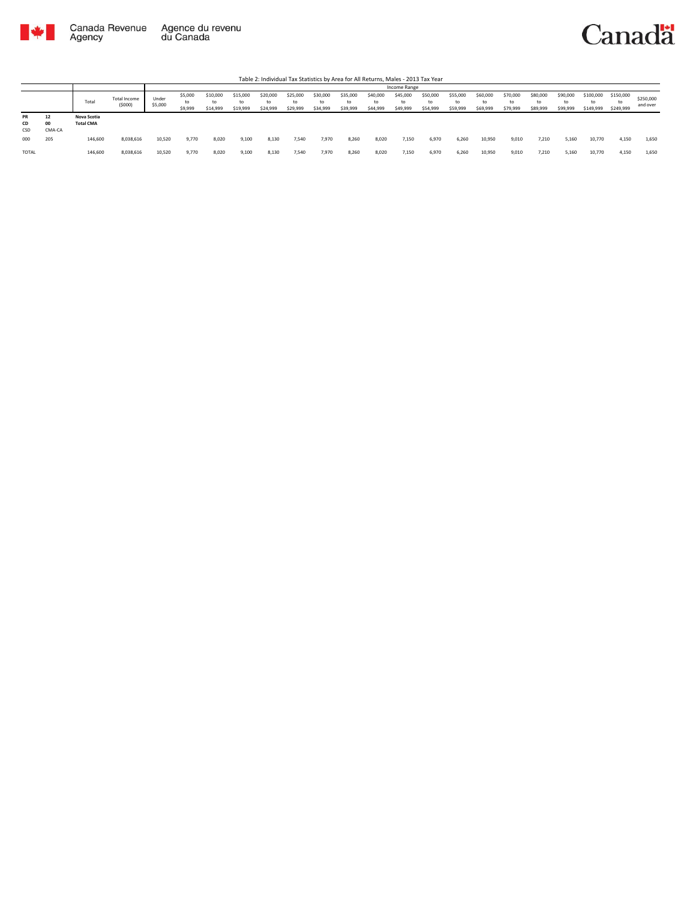Canada Revenue Agency | Agence du revenu du Canada

Canada

Table 2: Individual Tax Statistics by Area for All Returns, Males - 2013 Tax Year

| | | Total | Total Income ($000) | Income Range | | | | | | | | | | | | | | | | | | | |
|---|---|---|---|---|---|---|---|---|---|---|---|---|---|---|---|---|---|---|---|---|---|---|---|
| | | | | Under $5,000 | $5,000 to $9,999 | $10,000 to $14,999 | $15,000 to $19,999 | $20,000 to $24,999 | $25,000 to $29,999 | $30,000 to $34,999 | $35,000 to $39,999 | $40,000 to $44,999 | $45,000 to $49,999 | $50,000 to $54,999 | $55,000 to $59,999 | $60,000 to $69,999 | $70,000 to $79,999 | $80,000 to $89,999 | $90,000 to $99,999 | $100,000 to $149,999 | $150,000 to $249,999 | $250,000 and over |
| **PR** **CD** CSD | **12** **00** CMA-CA | **Nova Scotia** **Total CMA** | | | | | | | | | | | | | | | | | | | | |
| 000 | 205 | 146,600 | 8,038,616 | 10,520 | 9,770 | 8,020 | 9,100 | 8,130 | 7,540 | 7,970 | 8,260 | 8,020 | 7,150 | 6,970 | 6,260 | 10,950 | 9,010 | 7,210 | 5,160 | 10,770 | 4,150 | 1,650 |
| TOTAL | | 146,600 | 8,038,616 | 10,520 | 9,770 | 8,020 | 9,100 | 8,130 | 7,540 | 7,970 | 8,260 | 8,020 | 7,150 | 6,970 | 6,260 | 10,950 | 9,010 | 7,210 | 5,160 | 10,770 | 4,150 | 1,650 |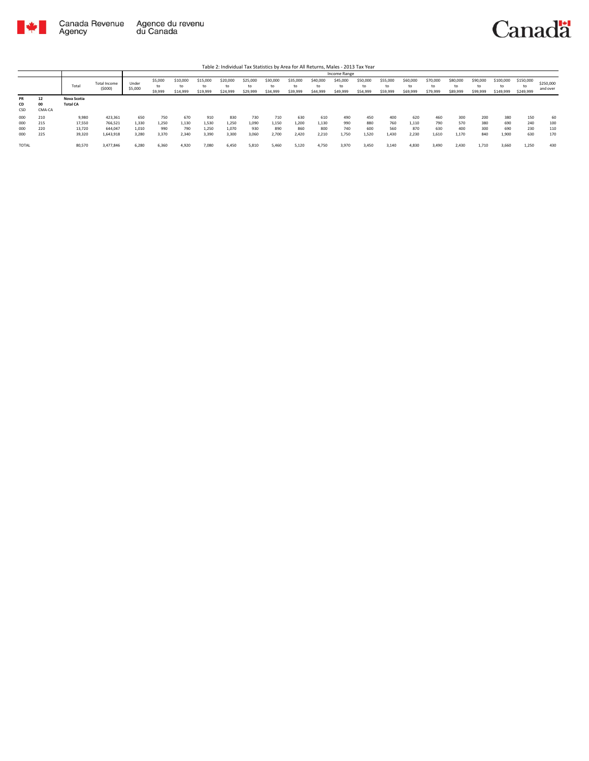Table 2: Individual Tax Statistics by Area for All Returns, Males - 2013 Tax Year

| | | Total | Total Income ($000) | Income Range | | | | | | | | | | | | | | | | | | | |
|---|---|---|---|---|---|---|---|---|---|---|---|---|---|---|---|---|---|---|---|---|---|---|---|
| | | | | Under $5,000 | $5,000 to $9,999 | $10,000 to $14,999 | $15,000 to $19,999 | $20,000 to $24,999 | $25,000 to $29,999 | $30,000 to $34,999 | $35,000 to $39,999 | $40,000 to $44,999 | $45,000 to $49,999 | $50,000 to $54,999 | $55,000 to $59,999 | $60,000 to $69,999 | $70,000 to $79,999 | $80,000 to $89,999 | $90,000 to $99,999 | $100,000 to $149,999 | $150,000 to $249,999 | $250,000 and over |
| **PR** | **12** | **Nova Scotia** | | | | | | | | | | | | | | | | | | | | | | |
| **CD** | **00** | **Total CA** | | | | | | | | | | | | | | | | | | | | | | |
| CSD | CMA-CA | | | | | | | | | | | | | | | | | | | | | | | |
| 000 | 210 | 9,980 | 423,361 | 650 | 750 | 670 | 910 | 830 | 730 | 710 | 630 | 610 | 490 | 450 | 400 | 620 | 460 | 300 | 200 | 380 | 150 | 60 |
| 000 | 215 | 17,550 | 766,521 | 1,330 | 1,250 | 1,130 | 1,530 | 1,250 | 1,090 | 1,150 | 1,200 | 1,130 | 990 | 880 | 760 | 1,110 | 790 | 570 | 380 | 690 | 240 | 100 |
| 000 | 220 | 13,720 | 644,047 | 1,010 | 990 | 790 | 1,250 | 1,070 | 930 | 890 | 860 | 800 | 740 | 600 | 560 | 870 | 630 | 400 | 300 | 690 | 230 | 110 |
| 000 | 225 | 39,320 | 1,643,918 | 3,280 | 3,370 | 2,340 | 3,390 | 3,300 | 3,060 | 2,700 | 2,420 | 2,210 | 1,750 | 1,520 | 1,430 | 2,230 | 1,610 | 1,170 | 840 | 1,900 | 630 | 170 |
| TOTAL | | 80,570 | 3,477,846 | 6,280 | 6,360 | 4,920 | 7,080 | 6,450 | 5,810 | 5,460 | 5,120 | 4,750 | 3,970 | 3,450 | 3,140 | 4,830 | 3,490 | 2,430 | 1,710 | 3,660 | 1,250 | 430 |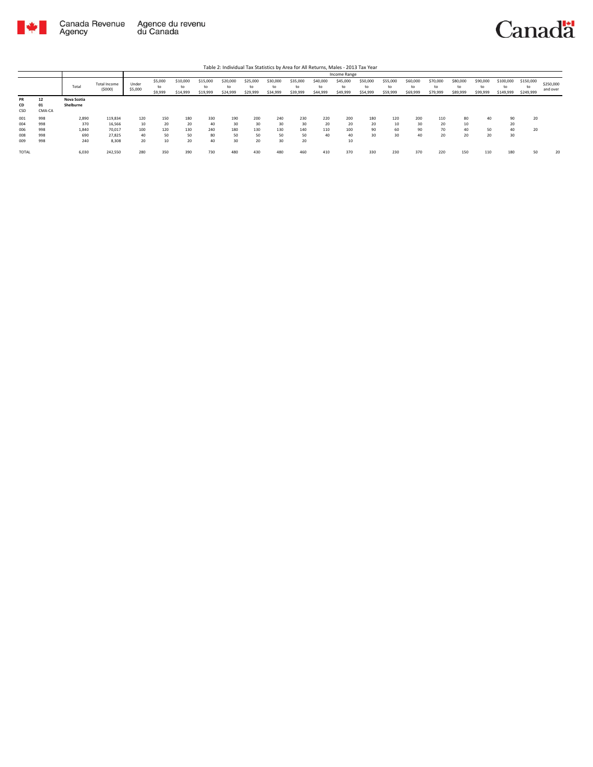Table 2: Individual Tax Statistics by Area for All Returns, Males - 2013 Tax Year

| | | Total | Total Income ($000) | Income Range | | | | | | | | | | | | | | | | | | |
|---|---|---|---|---|---|---|---|---|---|---|---|---|---|---|---|---|---|---|---|---|---|---|
| | | | | Under $5,000 | $5,000 to $9,999 | $10,000 to $14,999 | $15,000 to $19,999 | $20,000 to $24,999 | $25,000 to $29,999 | $30,000 to $34,999 | $35,000 to $39,999 | $40,000 to $44,999 | $45,000 to $49,999 | $50,000 to $54,999 | $55,000 to $59,999 | $60,000 to $69,999 | $70,000 to $79,999 | $80,000 to $89,999 | $90,000 to $99,999 | $100,000 to $149,999 | $150,000 to $249,999 | $250,000 and over |
| PR 12 | | Nova Scotia | | | | | | | | | | | | | | | | | | | | |
| CD 01 | | Shelburne | | | | | | | | | | | | | | | | | | | | |
| CSD | CMA-CA | | | | | | | | | | | | | | | | | | | | | |
| 001 | 998 | 2,890 | 119,834 | 120 | 150 | 180 | 330 | 190 | 200 | 240 | 230 | 220 | 200 | 180 | 120 | 200 | 110 | 80 | 40 | 90 | 20 | |
| 004 | 998 | 370 | 16,566 | 10 | 20 | 20 | 40 | 30 | 30 | 30 | 30 | 20 | 20 | 20 | 10 | 30 | 20 | 10 | | 20 | | |
| 006 | 998 | 1,840 | 70,017 | 100 | 120 | 130 | 240 | 180 | 130 | 130 | 140 | 110 | 100 | 90 | 60 | 90 | 70 | 40 | 50 | 40 | 20 | |
| 008 | 998 | 690 | 27,825 | 40 | 50 | 50 | 80 | 50 | 50 | 50 | 50 | 40 | 40 | 30 | 30 | 40 | 20 | 20 | 20 | 30 | | |
| 009 | 998 | 240 | 8,308 | 20 | 10 | 20 | 40 | 30 | 20 | 30 | 20 | | 10 | | | | | | | | | |
| TOTAL | | 6,030 | 242,550 | 280 | 350 | 390 | 730 | 480 | 430 | 480 | 460 | 410 | 370 | 330 | 230 | 370 | 220 | 150 | 110 | 180 | 50 | 20 |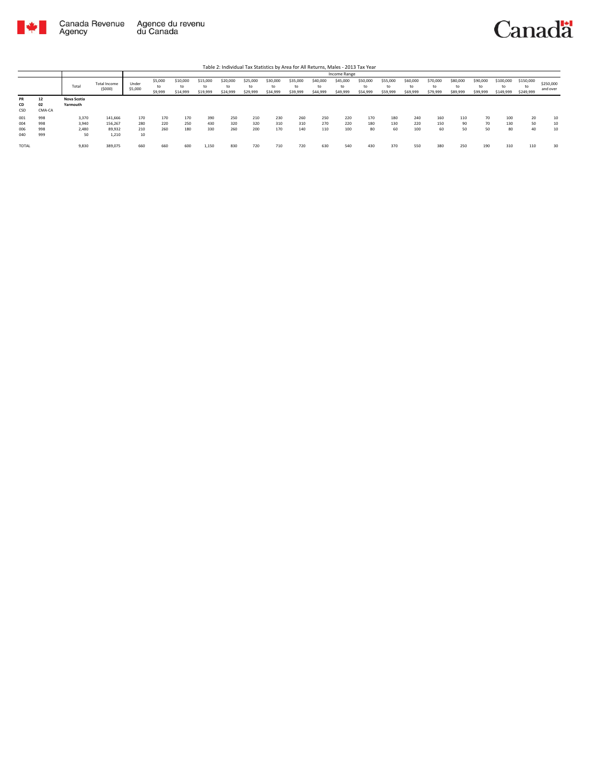Table 2: Individual Tax Statistics by Area for All Returns, Males - 2013 Tax Year

| | | Total | Total Income ($000) | Income Range | | | | | | | | | | | | | | | | | | | |
|---|---|---|---|---|---|---|---|---|---|---|---|---|---|---|---|---|---|---|---|---|---|---|---|
| | | | | Under $5,000 | $5,000 to $9,999 | $10,000 to $14,999 | $15,000 to $19,999 | $20,000 to $24,999 | $25,000 to $29,999 | $30,000 to $34,999 | $35,000 to $39,999 | $40,000 to $44,999 | $45,000 to $49,999 | $50,000 to $54,999 | $55,000 to $59,999 | $60,000 to $69,999 | $70,000 to $79,999 | $80,000 to $89,999 | $90,000 to $99,999 | $100,000 to $149,999 | $150,000 to $249,999 | $250,000 and over |
| **PR** | **12** | **Nova Scotia** | | | | | | | | | | | | | | | | | | | | | |
| **CD** | **02** | **Yarmouth** | | | | | | | | | | | | | | | | | | | | | |
| CSD | CMA-CA | | | | | | | | | | | | | | | | | | | | | | |
| 001 | 998 | 3,370 | 141,666 | 170 | 170 | 170 | 390 | 250 | 210 | 230 | 260 | 250 | 220 | 170 | 180 | 240 | 160 | 110 | 70 | 100 | 20 | 10 |
| 004 | 998 | 3,940 | 156,267 | 280 | 220 | 250 | 430 | 320 | 320 | 310 | 310 | 270 | 220 | 180 | 130 | 220 | 150 | 90 | 70 | 130 | 50 | 10 |
| 006 | 998 | 2,480 | 89,932 | 210 | 260 | 180 | 330 | 260 | 200 | 170 | 140 | 110 | 100 | 80 | 60 | 100 | 60 | 50 | 50 | 80 | 40 | 10 |
| 040 | 999 | 50 | 1,210 | 10 | | | | | | | | | | | | | | | | | | |
| TOTAL | | 9,830 | 389,075 | 660 | 660 | 600 | 1,150 | 830 | 720 | 710 | 720 | 630 | 540 | 430 | 370 | 550 | 380 | 250 | 190 | 310 | 110 | 30 |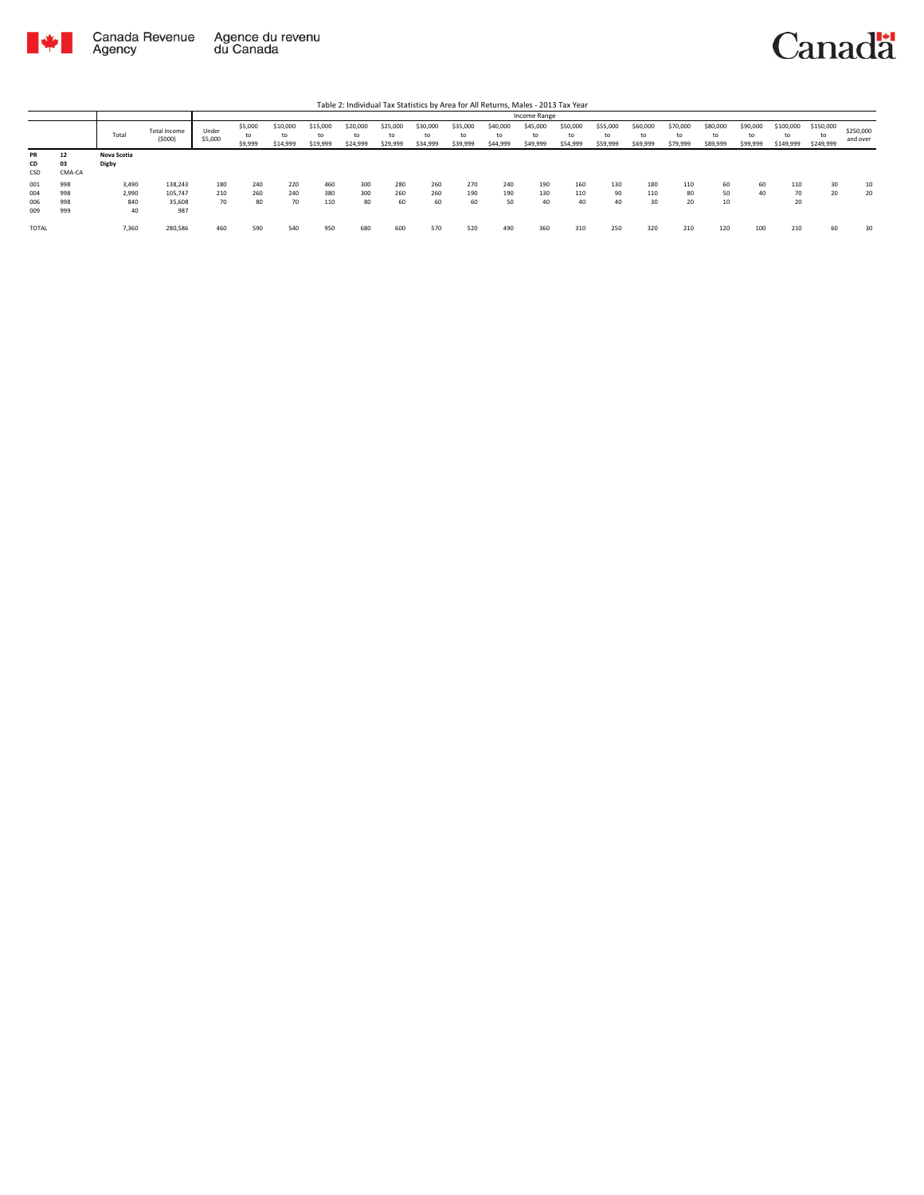Canada Revenue Agency | Agence du revenu du Canada

Table 2: Individual Tax Statistics by Area for All Returns, Males - 2013 Tax Year

| | | Total | Total Income ($000) | Income Range | | | | | | | | | | | | | | | | | | | |
|---|---|---|---|---|---|---|---|---|---|---|---|---|---|---|---|---|---|---|---|---|---|---|---|
| | | | | Under $5,000 | $5,000 to $9,999 | $10,000 to $14,999 | $15,000 to $19,999 | $20,000 to $24,999 | $25,000 to $29,999 | $30,000 to $34,999 | $35,000 to $39,999 | $40,000 to $44,999 | $45,000 to $49,999 | $50,000 to $54,999 | $55,000 to $59,999 | $60,000 to $69,999 | $70,000 to $79,999 | $80,000 to $89,999 | $90,000 to $99,999 | $100,000 to $149,999 | $150,000 to $249,999 | $250,000 and over |
| **PR** | **12** | **Nova Scotia** | | | | | | | | | | | | | | | | | | | | | |
| **CD** | **03** | **Digby** | | | | | | | | | | | | | | | | | | | | | |
| CSD | CMA-CA | | | | | | | | | | | | | | | | | | | | | | |
| 001 | 998 | 3,490 | 138,243 | 180 | 240 | 220 | 460 | 300 | 280 | 260 | 270 | 240 | 190 | 160 | 130 | 180 | 110 | 60 | 60 | 110 | 30 | 10 |
| 004 | 998 | 2,990 | 105,747 | 210 | 260 | 240 | 380 | 300 | 260 | 260 | 190 | 190 | 130 | 110 | 90 | 110 | 80 | 50 | 40 | 70 | 20 | 20 |
| 006 | 998 | 840 | 35,608 | 70 | 80 | 70 | 110 | 80 | 60 | 60 | 60 | 50 | 40 | 40 | 40 | 30 | 20 | 10 | | 20 | | |
| 009 | 999 | 40 | 987 | | | | | | | | | | | | | | | | | | | |
| TOTAL | | 7,360 | 280,586 | 460 | 590 | 540 | 950 | 680 | 600 | 570 | 520 | 490 | 360 | 310 | 250 | 320 | 210 | 120 | 100 | 210 | 60 | 30 |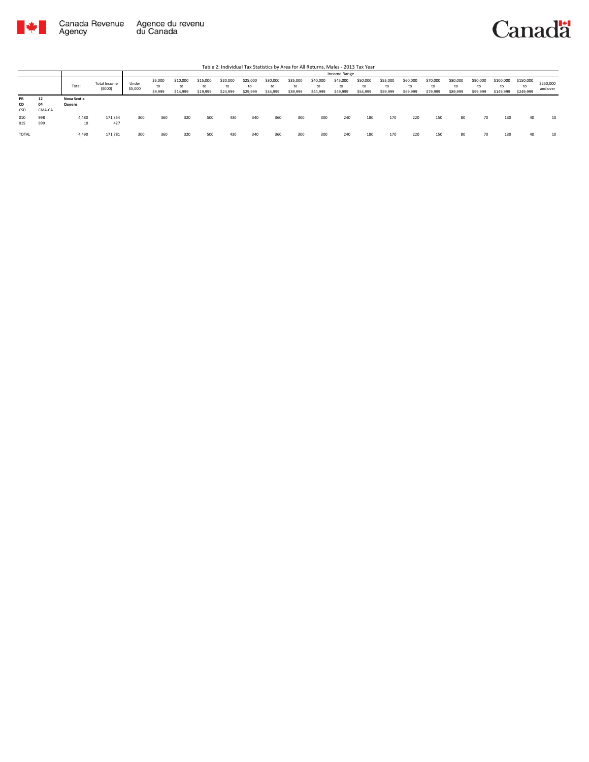Table 2: Individual Tax Statistics by Area for All Returns, Males - 2013 Tax Year

| | | Total | Total Income ($000) | Income Range | | | | | | | | | | | | | | | | | | | | |
|---|---|---|---|---|---|---|---|---|---|---|---|---|---|---|---|---|---|---|---|---|---|---|---|---|
| | | | | Under $5,000 | $5,000 to $9,999 | $10,000 to $14,999 | $15,000 to $19,999 | $20,000 to $24,999 | $25,000 to $29,999 | $30,000 to $34,999 | $35,000 to $39,999 | $40,000 to $44,999 | $45,000 to $49,999 | $50,000 to $54,999 | $55,000 to $59,999 | $60,000 to $69,999 | $70,000 to $79,999 | $80,000 to $89,999 | $90,000 to $99,999 | $100,000 to $149,999 | $150,000 to $249,999 | $250,000 and over |
| **PR** | **12** | **Nova Scotia** | | | | | | | | | | | | | | | | | | | | | | |
| **CD** | **04** | **Queens** | | | | | | | | | | | | | | | | | | | | | | |
| CSD | CMA-CA | | | | | | | | | | | | | | | | | | | | | | | |
| 010 | 998 | 4,480 | 171,354 | 300 | 360 | 320 | 500 | 430 | 340 | 360 | 300 | 300 | 240 | 180 | 170 | 220 | 150 | 80 | 70 | 130 | 40 | 10 |
| 015 | 999 | 10 | 427 | | | | | | | | | | | | | | | | | | | | | |
| TOTAL | | 4,490 | 171,781 | 300 | 360 | 320 | 500 | 430 | 340 | 360 | 300 | 300 | 240 | 180 | 170 | 220 | 150 | 80 | 70 | 130 | 40 | 10 |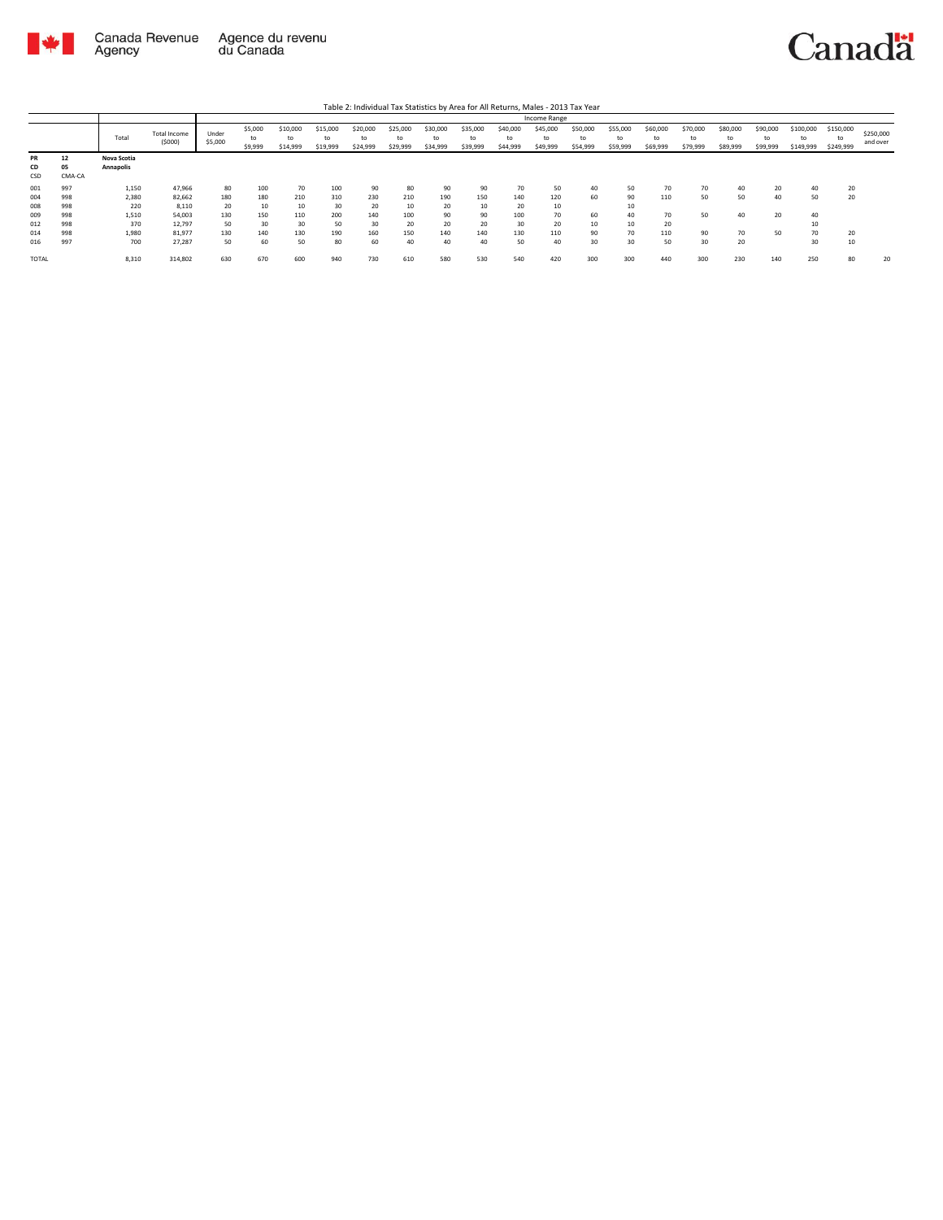Table 2: Individual Tax Statistics by Area for All Returns, Males - 2013 Tax Year

| | | Total | Total Income ($000) | Income Range | | | | | | | | | | | | | | | | | | |
|---|---|---|---|---|---|---|---|---|---|---|---|---|---|---|---|---|---|---|---|---|---|---|
| | | | | Under $5,000 | $5,000 to $9,999 | $10,000 to $14,999 | $15,000 to $19,999 | $20,000 to $24,999 | $25,000 to $29,999 | $30,000 to $34,999 | $35,000 to $39,999 | $40,000 to $44,999 | $45,000 to $49,999 | $50,000 to $54,999 | $55,000 to $59,999 | $60,000 to $69,999 | $70,000 to $79,999 | $80,000 to $89,999 | $90,000 to $99,999 | $100,000 to $149,999 | $150,000 to $249,999 | $250,000 and over |
| **PR** | **12** | **Nova Scotia** | | | | | | | | | | | | | | | | | | | | |
| **CD** | **05** | **Annapolis** | | | | | | | | | | | | | | | | | | | | |
| CSD | CMA-CA | | | | | | | | | | | | | | | | | | | | | |
| 001 | 997 | 1,150 | 47,966 | 80 | 100 | 70 | 100 | 90 | 80 | 90 | 90 | 70 | 50 | 40 | 50 | 70 | 70 | 40 | 20 | 40 | 20 | |
| 004 | 998 | 2,380 | 82,662 | 180 | 180 | 210 | 310 | 230 | 210 | 190 | 150 | 140 | 120 | 60 | 90 | 110 | 50 | 50 | 40 | 50 | 20 | |
| 008 | 998 | 220 | 8,110 | 20 | 10 | 10 | 30 | 20 | 10 | 20 | 10 | 20 | 10 | | 10 | | | | | | | |
| 009 | 998 | 1,510 | 54,003 | 130 | 150 | 110 | 200 | 140 | 100 | 90 | 90 | 100 | 70 | 60 | 40 | 70 | 50 | 40 | 20 | 40 | | |
| 012 | 998 | 370 | 12,797 | 50 | 30 | 30 | 50 | 30 | 20 | 20 | 20 | 30 | 20 | 10 | 10 | 20 | | | | 10 | | |
| 014 | 998 | 1,980 | 81,977 | 130 | 140 | 130 | 190 | 160 | 150 | 140 | 140 | 130 | 110 | 90 | 70 | 110 | 90 | 70 | 50 | 70 | 20 | |
| 016 | 997 | 700 | 27,287 | 50 | 60 | 50 | 80 | 60 | 40 | 40 | 40 | 50 | 40 | 30 | 30 | 50 | 30 | 20 | | 30 | 10 | |
| TOTAL | | 8,310 | 314,802 | 630 | 670 | 600 | 940 | 730 | 610 | 580 | 530 | 540 | 420 | 300 | 300 | 440 | 300 | 230 | 140 | 250 | 80 | 20 |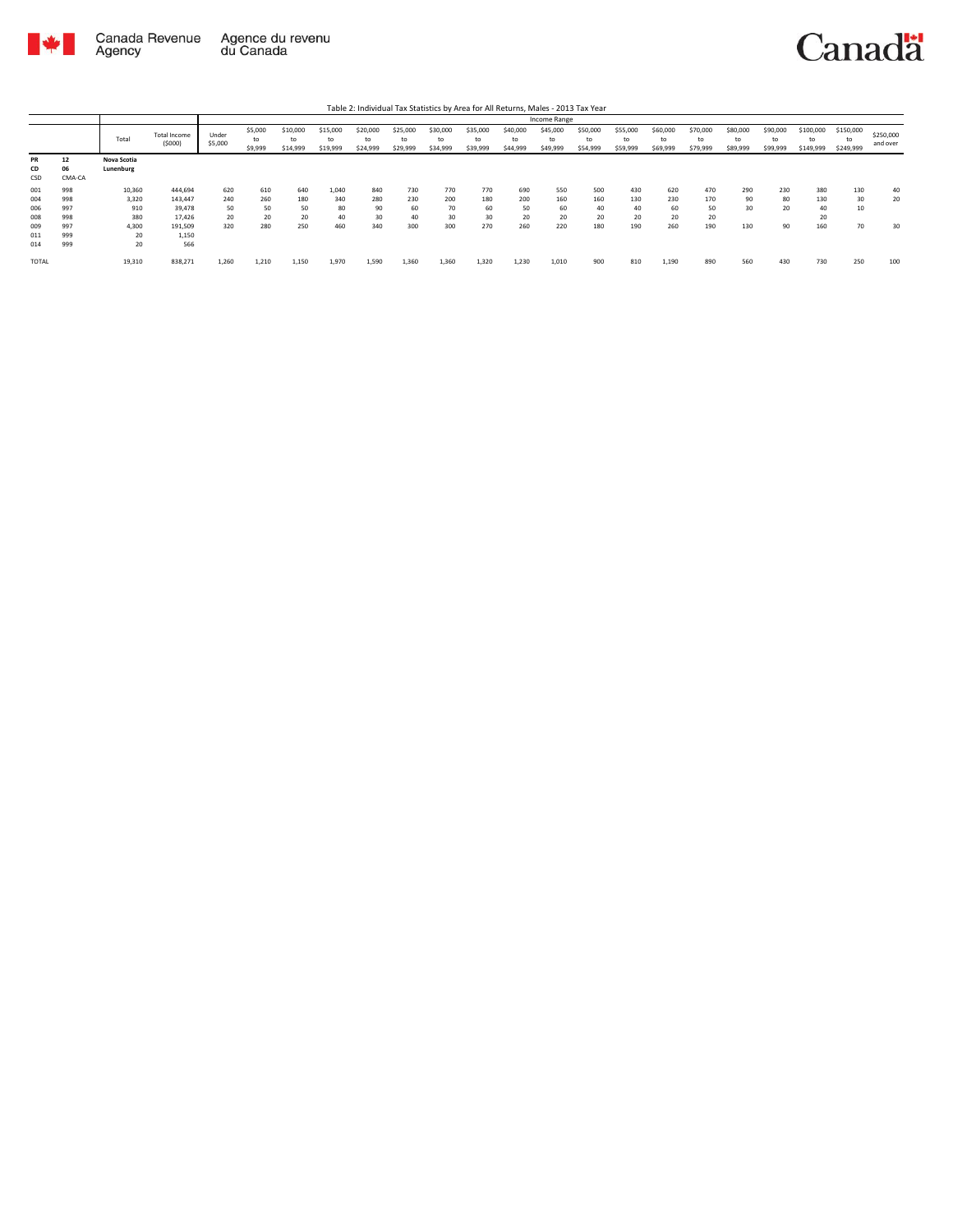Table 2: Individual Tax Statistics by Area for All Returns, Males - 2013 Tax Year

| | | Total | Total Income ($000) | Income Range | | | | | | | | | | | | | | | | | | | |
|---|---|---|---|---|---|---|---|---|---|---|---|---|---|---|---|---|---|---|---|---|---|---|---|
| | | | | Under $5,000 | $5,000 to $9,999 | $10,000 to $14,999 | $15,000 to $19,999 | $20,000 to $24,999 | $25,000 to $29,999 | $30,000 to $34,999 | $35,000 to $39,999 | $40,000 to $44,999 | $45,000 to $49,999 | $50,000 to $54,999 | $55,000 to $59,999 | $60,000 to $69,999 | $70,000 to $79,999 | $80,000 to $89,999 | $90,000 to $99,999 | $100,000 to $149,999 | $150,000 to $249,999 | $250,000 and over |
| **PR** | **12** | **Nova Scotia** | | | | | | | | | | | | | | | | | | | | |
| **CD** | **06** | **Lunenburg** | | | | | | | | | | | | | | | | | | | | |
| CSD | CMA-CA | | | | | | | | | | | | | | | | | | | | | |
| 001 | 998 | 10,360 | 444,694 | 620 | 610 | 640 | 1,040 | 840 | 730 | 770 | 770 | 690 | 550 | 500 | 430 | 620 | 470 | 290 | 230 | 380 | 130 | 40 |
| 004 | 998 | 3,320 | 143,447 | 240 | 260 | 180 | 340 | 280 | 230 | 200 | 180 | 200 | 160 | 160 | 130 | 230 | 170 | 90 | 80 | 130 | 30 | 20 |
| 006 | 997 | 910 | 39,478 | 50 | 50 | 50 | 80 | 90 | 60 | 70 | 60 | 50 | 60 | 40 | 40 | 60 | 50 | 30 | 20 | 40 | 10 | |
| 008 | 998 | 380 | 17,426 | 20 | 20 | 20 | 40 | 30 | 40 | 30 | 30 | 20 | 20 | 20 | 20 | 20 | 20 | | | 20 | | |
| 009 | 997 | 4,300 | 191,509 | 320 | 280 | 250 | 460 | 340 | 300 | 300 | 270 | 260 | 220 | 180 | 190 | 260 | 190 | 130 | 90 | 160 | 70 | 30 |
| 011 | 999 | 20 | 1,150 | | | | | | | | | | | | | | | | | | | |
| 014 | 999 | 20 | 566 | | | | | | | | | | | | | | | | | | | |
| TOTAL | | 19,310 | 838,271 | 1,260 | 1,210 | 1,150 | 1,970 | 1,590 | 1,360 | 1,360 | 1,320 | 1,230 | 1,010 | 900 | 810 | 1,190 | 890 | 560 | 430 | 730 | 250 | 100 |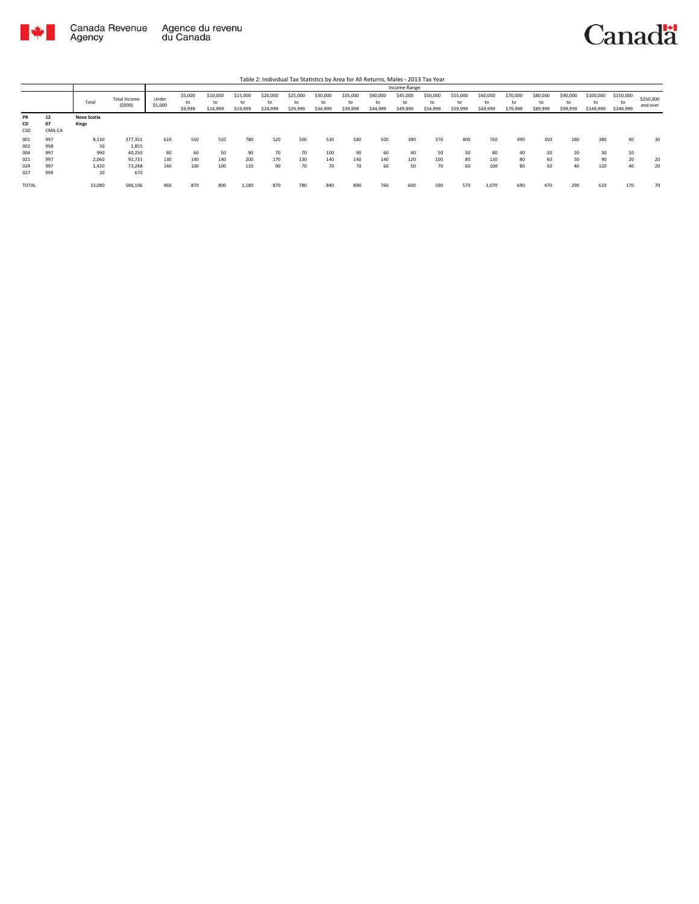Canada Revenue Agency / Agence du revenu du Canada

Canada

Table 2: Individual Tax Statistics by Area for All Returns, Males - 2013 Tax Year

| | | Total | Total Income ($000) | Income Range | | | | | | | | | | | | | | | | | | | |
|---|---|---|---|---|---|---|---|---|---|---|---|---|---|---|---|---|---|---|---|---|---|---|---|
| | | | | Under $5,000 | $5,000 to $9,999 | $10,000 to $14,999 | $15,000 to $19,999 | $20,000 to $24,999 | $25,000 to $29,999 | $30,000 to $34,999 | $35,000 to $39,999 | $40,000 to $44,999 | $45,000 to $49,999 | $50,000 to $54,999 | $55,000 to $59,999 | $60,000 to $69,999 | $70,000 to $79,999 | $80,000 to $89,999 | $90,000 to $99,999 | $100,000 to $149,999 | $150,000 to $249,999 | $250,000 and over |
| **PR** | **12** | **Nova Scotia** | | | | | | | | | | | | | | | | | | | | | |
| **CD** | **07** | **Kings** | | | | | | | | | | | | | | | | | | | | | |
| CSD | CMA-CA | | | | | | | | | | | | | | | | | | | | | | |
| 001 | 997 | 8,530 | 377,351 | 610 | 550 | 510 | 780 | 520 | 500 | 530 | 580 | 500 | 390 | 370 | 400 | 760 | 490 | 350 | 180 | 380 | 90 | 30 |
| 002 | 998 | 50 | 1,855 | | | | | | | | | | | | | | | | | | | |
| 004 | 997 | 990 | 40,250 | 80 | 60 | 50 | 90 | 70 | 70 | 100 | 90 | 60 | 40 | 50 | 30 | 80 | 40 | 20 | 20 | 30 | 10 | |
| 021 | 997 | 2,060 | 92,731 | 130 | 140 | 140 | 200 | 170 | 130 | 140 | 140 | 140 | 120 | 100 | 80 | 130 | 80 | 60 | 50 | 90 | 20 | 20 |
| 024 | 997 | 1,420 | 73,248 | 140 | 100 | 100 | 110 | 90 | 70 | 70 | 70 | 60 | 50 | 70 | 60 | 100 | 80 | 50 | 40 | 120 | 40 | 20 |
| 027 | 999 | 20 | 670 | | | | | | | | | | | | | | | | | | | |
| TOTAL | | 13,080 | 586,106 | 960 | 870 | 800 | 1,180 | 870 | 780 | 840 | 890 | 760 | 600 | 590 | 570 | 1,070 | 690 | 470 | 290 | 610 | 170 | 70 |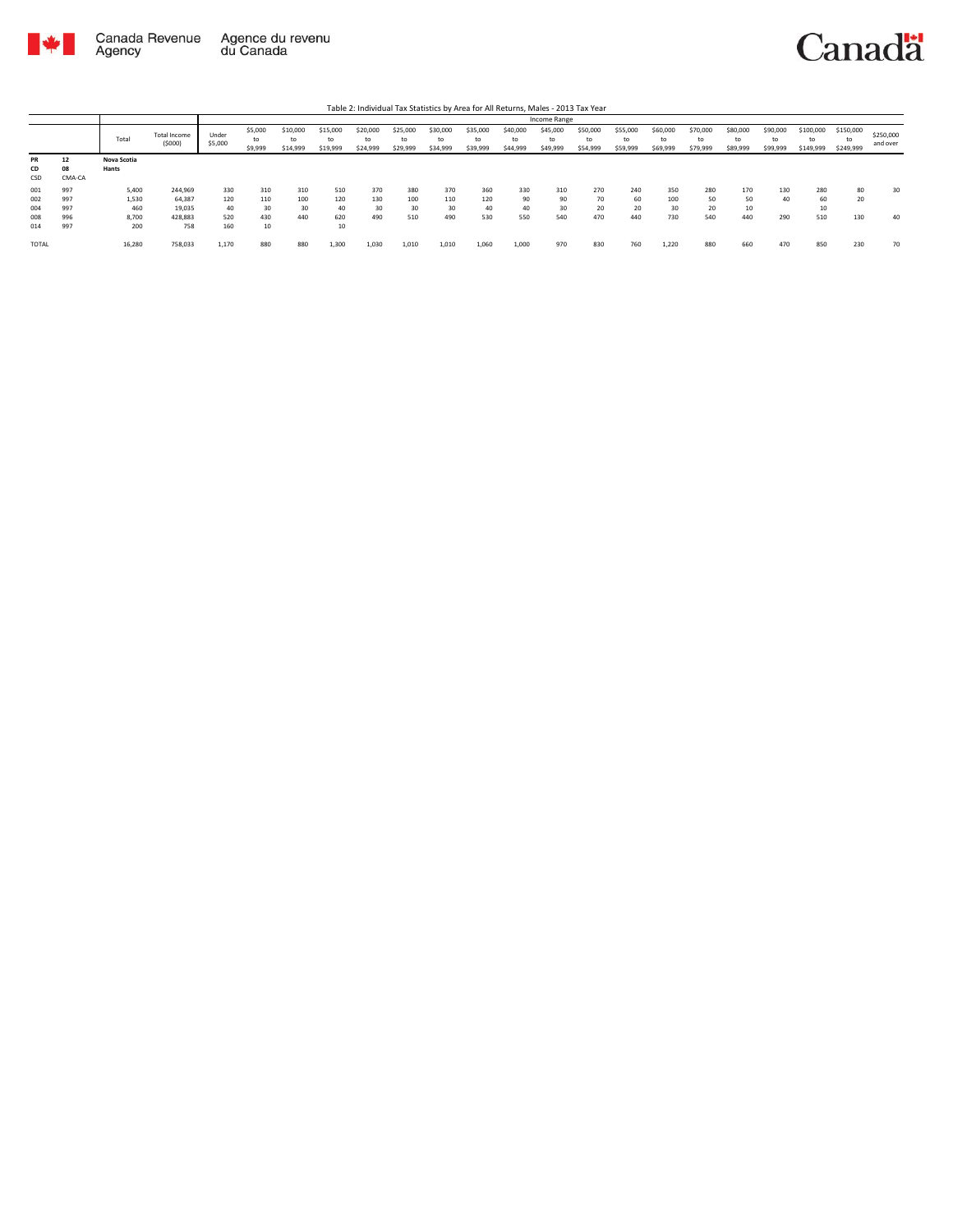Table 2: Individual Tax Statistics by Area for All Returns, Males - 2013 Tax Year

| | | Total | Total Income ($000) | Income Range | | | | | | | | | | | | | | | | | | |
|---|---|---|---|---|---|---|---|---|---|---|---|---|---|---|---|---|---|---|---|---|---|---|
| | | | | Under $5,000 | $5,000 to $9,999 | $10,000 to $14,999 | $15,000 to $19,999 | $20,000 to $24,999 | $25,000 to $29,999 | $30,000 to $34,999 | $35,000 to $39,999 | $40,000 to $44,999 | $45,000 to $49,999 | $50,000 to $54,999 | $55,000 to $59,999 | $60,000 to $69,999 | $70,000 to $79,999 | $80,000 to $89,999 | $90,000 to $99,999 | $100,000 to $149,999 | $150,000 to $249,999 | $250,000 and over |
| PR | 12 | Nova Scotia | | | | | | | | | | | | | | | | | | | | |
| CD | 08 | Hants | | | | | | | | | | | | | | | | | | | | |
| CSD | CMA-CA | | | | | | | | | | | | | | | | | | | | | |
| 001 | 997 | 5,400 | 244,969 | 330 | 310 | 310 | 510 | 370 | 380 | 370 | 360 | 330 | 310 | 270 | 240 | 350 | 280 | 170 | 130 | 280 | 80 | 30 |
| 002 | 997 | 1,530 | 64,387 | 120 | 110 | 100 | 120 | 130 | 100 | 110 | 120 | 90 | 90 | 70 | 60 | 100 | 50 | 50 | 40 | 60 | 20 | |
| 004 | 997 | 460 | 19,035 | 40 | 30 | 30 | 40 | 30 | 30 | 30 | 40 | 40 | 30 | 20 | 20 | 30 | 20 | 10 | | 10 | | |
| 008 | 996 | 8,700 | 428,883 | 520 | 430 | 440 | 620 | 490 | 510 | 490 | 530 | 550 | 540 | 470 | 440 | 730 | 540 | 440 | 290 | 510 | 130 | 40 |
| 014 | 997 | 200 | 758 | 160 | 10 | | 10 | | | | | | | | | | | | | | | |
| TOTAL | | 16,280 | 758,033 | 1,170 | 880 | 880 | 1,300 | 1,030 | 1,010 | 1,010 | 1,060 | 1,000 | 970 | 830 | 760 | 1,220 | 880 | 660 | 470 | 850 | 230 | 70 |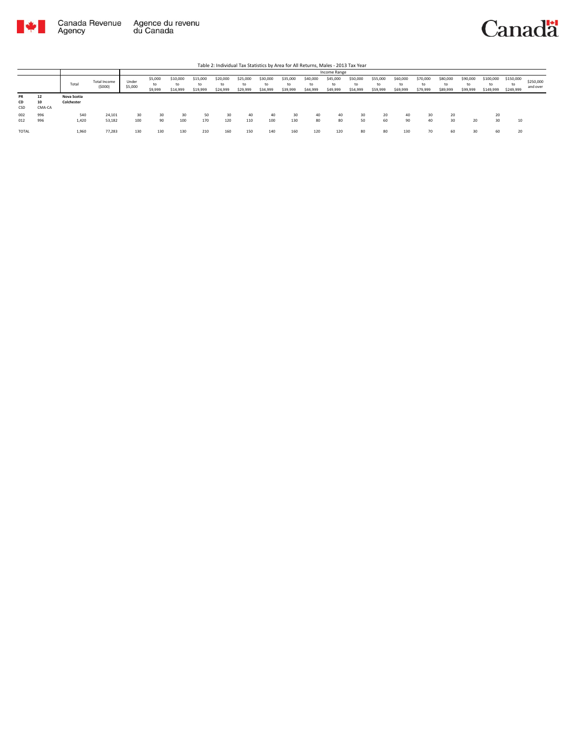Table 2: Individual Tax Statistics by Area for All Returns, Males - 2013 Tax Year

| | | Total | Total Income ($000) | Income Range | | | | | | | | | | | | | | | | | | |
|---|---|---|---|---|---|---|---|---|---|---|---|---|---|---|---|---|---|---|---|---|---|---|
| | | | | Under $5,000 | $5,000 to $9,999 | $10,000 to $14,999 | $15,000 to $19,999 | $20,000 to $24,999 | $25,000 to $29,999 | $30,000 to $34,999 | $35,000 to $39,999 | $40,000 to $44,999 | $45,000 to $49,999 | $50,000 to $54,999 | $55,000 to $59,999 | $60,000 to $69,999 | $70,000 to $79,999 | $80,000 to $89,999 | $90,000 to $99,999 | $100,000 to $149,999 | $150,000 to $249,999 | $250,000 and over |
| **PR** | **12** | **Nova Scotia** | | | | | | | | | | | | | | | | | | | | |
| **CD** | **10** | **Colchester** | | | | | | | | | | | | | | | | | | | | |
| CSD | CMA-CA | | | | | | | | | | | | | | | | | | | | | |
| 002 | 996 | 540 | 24,101 | 30 | 30 | 30 | 50 | 30 | 40 | 40 | 30 | 40 | 40 | 30 | 20 | 40 | 30 | 20 | | 20 | | |
| 012 | 996 | 1,420 | 53,182 | 100 | 90 | 100 | 170 | 120 | 110 | 100 | 130 | 80 | 80 | 50 | 60 | 90 | 40 | 30 | 20 | 30 | 10 | |
| TOTAL | | 1,960 | 77,283 | 130 | 130 | 130 | 210 | 160 | 150 | 140 | 160 | 120 | 120 | 80 | 80 | 130 | 70 | 60 | 30 | 60 | 20 | |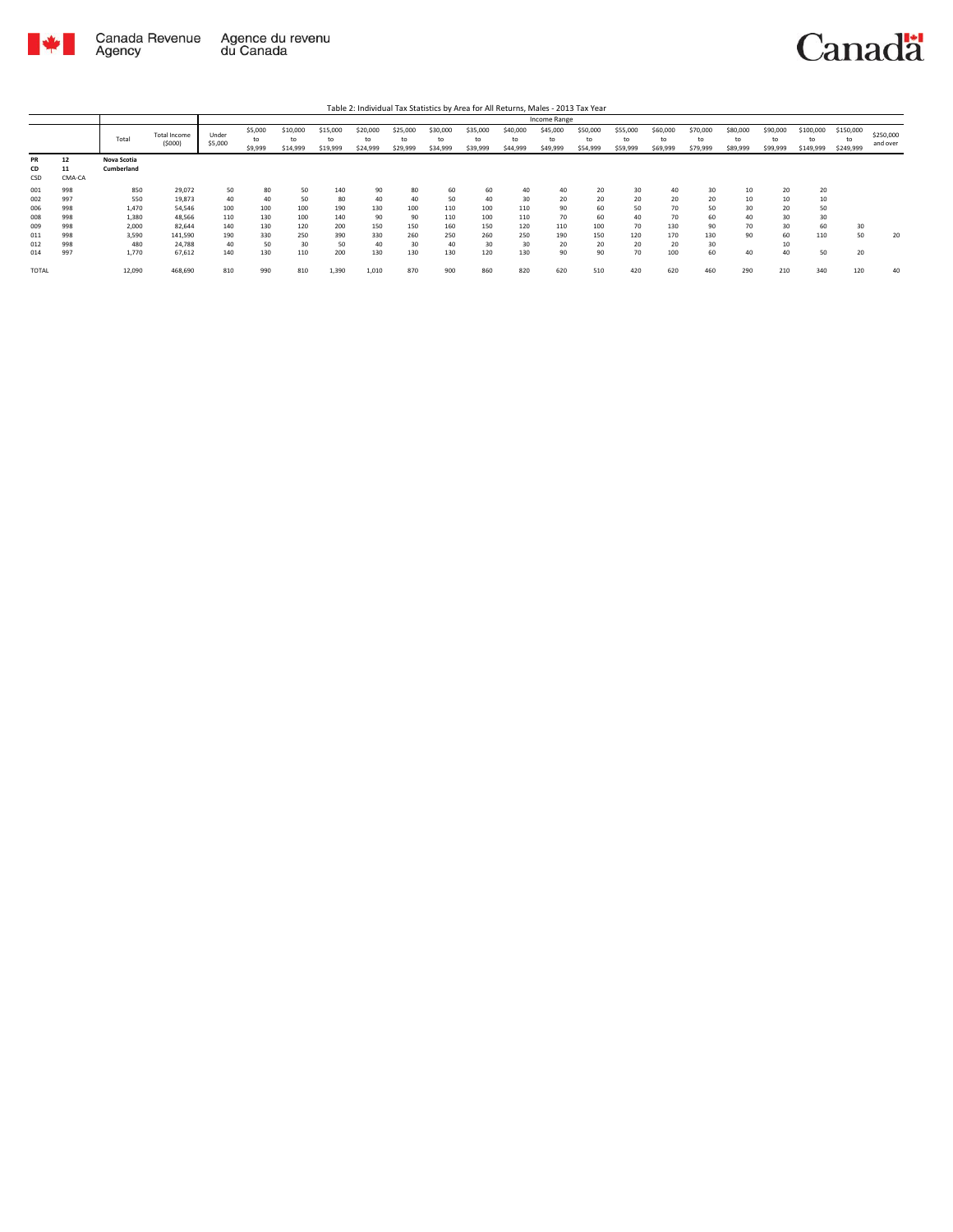Table 2: Individual Tax Statistics by Area for All Returns, Males - 2013 Tax Year

| | | Total | Total Income ($000) | Income Range | | | | | | | | | | | | | | | | | | |
|---|---|---|---|---|---|---|---|---|---|---|---|---|---|---|---|---|---|---|---|---|---|---|
| | | | | Under $5,000 | $5,000 to $9,999 | $10,000 to $14,999 | $15,000 to $19,999 | $20,000 to $24,999 | $25,000 to $29,999 | $30,000 to $34,999 | $35,000 to $39,999 | $40,000 to $44,999 | $45,000 to $49,999 | $50,000 to $54,999 | $55,000 to $59,999 | $60,000 to $69,999 | $70,000 to $79,999 | $80,000 to $89,999 | $90,000 to $99,999 | $100,000 to $149,999 | $150,000 to $249,999 | $250,000 and over |
| **PR** | **12** | **Nova Scotia** | | | | | | | | | | | | | | | | | | | | |
| **CD** | **11** | **Cumberland** | | | | | | | | | | | | | | | | | | | | |
| CSD | CMA-CA | | | | | | | | | | | | | | | | | | | | | |
| 001 | 998 | 850 | 29,072 | 50 | 80 | 50 | 140 | 90 | 80 | 60 | 60 | 40 | 40 | 20 | 30 | 40 | 30 | 10 | 20 | 20 | | |
| 002 | 997 | 550 | 19,873 | 40 | 40 | 50 | 80 | 40 | 40 | 50 | 40 | 30 | 20 | 20 | 20 | 20 | 20 | 10 | 10 | 10 | | |
| 006 | 998 | 1,470 | 54,546 | 100 | 100 | 100 | 190 | 130 | 100 | 110 | 100 | 110 | 90 | 60 | 50 | 70 | 50 | 30 | 20 | 50 | | |
| 008 | 998 | 1,380 | 48,566 | 110 | 130 | 100 | 140 | 90 | 90 | 110 | 100 | 110 | 70 | 60 | 40 | 70 | 60 | 40 | 30 | 30 | | |
| 009 | 998 | 2,000 | 82,644 | 140 | 130 | 120 | 200 | 150 | 150 | 160 | 150 | 120 | 110 | 100 | 70 | 130 | 90 | 70 | 30 | 60 | 30 | |
| 011 | 998 | 3,590 | 141,590 | 190 | 330 | 250 | 390 | 330 | 260 | 250 | 260 | 250 | 190 | 150 | 120 | 170 | 130 | 90 | 60 | 110 | 50 | 20 |
| 012 | 998 | 480 | 24,788 | 40 | 50 | 30 | 50 | 40 | 30 | 40 | 30 | 30 | 20 | 20 | 20 | 20 | 30 | | 10 | | | |
| 014 | 997 | 1,770 | 67,612 | 140 | 130 | 110 | 200 | 130 | 130 | 130 | 120 | 130 | 90 | 90 | 70 | 100 | 60 | 40 | 40 | 50 | 20 | |
| TOTAL | | 12,090 | 468,690 | 810 | 990 | 810 | 1,390 | 1,010 | 870 | 900 | 860 | 820 | 620 | 510 | 420 | 620 | 460 | 290 | 210 | 340 | 120 | 40 |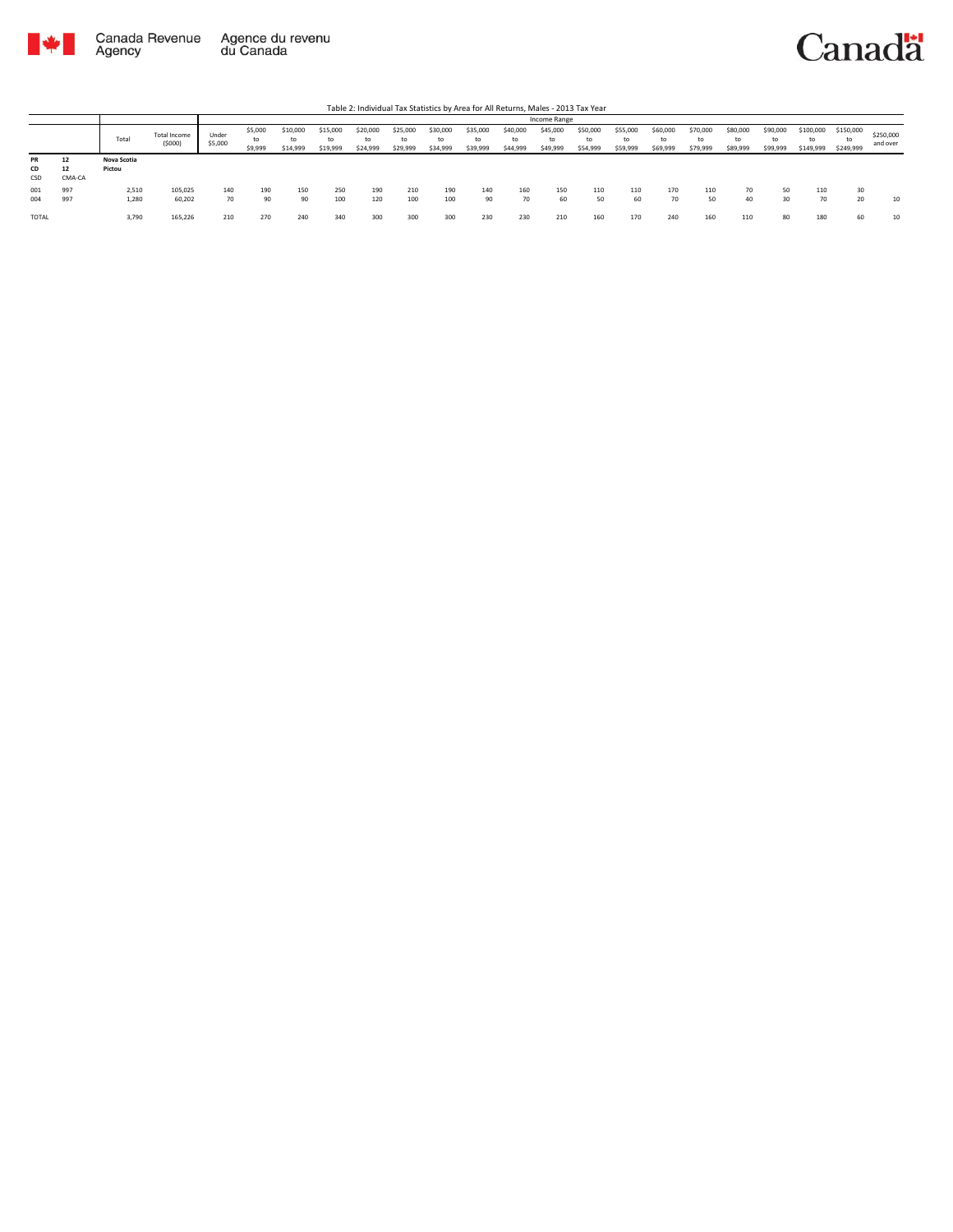Table 2: Individual Tax Statistics by Area for All Returns, Males - 2013 Tax Year

| | | Total | Total Income ($000) | Income Range | | | | | | | | | | | | | | | | | | | |
|---|---|---|---|---|---|---|---|---|---|---|---|---|---|---|---|---|---|---|---|---|---|---|---|
| | | | | Under $5,000 | $5,000 to $9,999 | $10,000 to $14,999 | $15,000 to $19,999 | $20,000 to $24,999 | $25,000 to $29,999 | $30,000 to $34,999 | $35,000 to $39,999 | $40,000 to $44,999 | $45,000 to $49,999 | $50,000 to $54,999 | $55,000 to $59,999 | $60,000 to $69,999 | $70,000 to $79,999 | $80,000 to $89,999 | $90,000 to $99,999 | $100,000 to $149,999 | $150,000 to $249,999 | $250,000 and over |
| PR | 12 | Nova Scotia | | | | | | | | | | | | | | | | | | | | |
| CD | 12 | Pictou | | | | | | | | | | | | | | | | | | | | |
| CSD | CMA-CA | | | | | | | | | | | | | | | | | | | | | |
| 001 | 997 | 2,510 | 105,025 | 140 | 190 | 150 | 250 | 190 | 210 | 190 | 140 | 160 | 150 | 110 | 110 | 170 | 110 | 70 | 50 | 110 | 30 | |
| 004 | 997 | 1,280 | 60,202 | 70 | 90 | 90 | 100 | 120 | 100 | 100 | 90 | 70 | 60 | 50 | 60 | 70 | 50 | 40 | 30 | 70 | 20 | 10 |
| TOTAL | | 3,790 | 165,226 | 210 | 270 | 240 | 340 | 300 | 300 | 300 | 230 | 230 | 210 | 160 | 170 | 240 | 160 | 110 | 80 | 180 | 60 | 10 |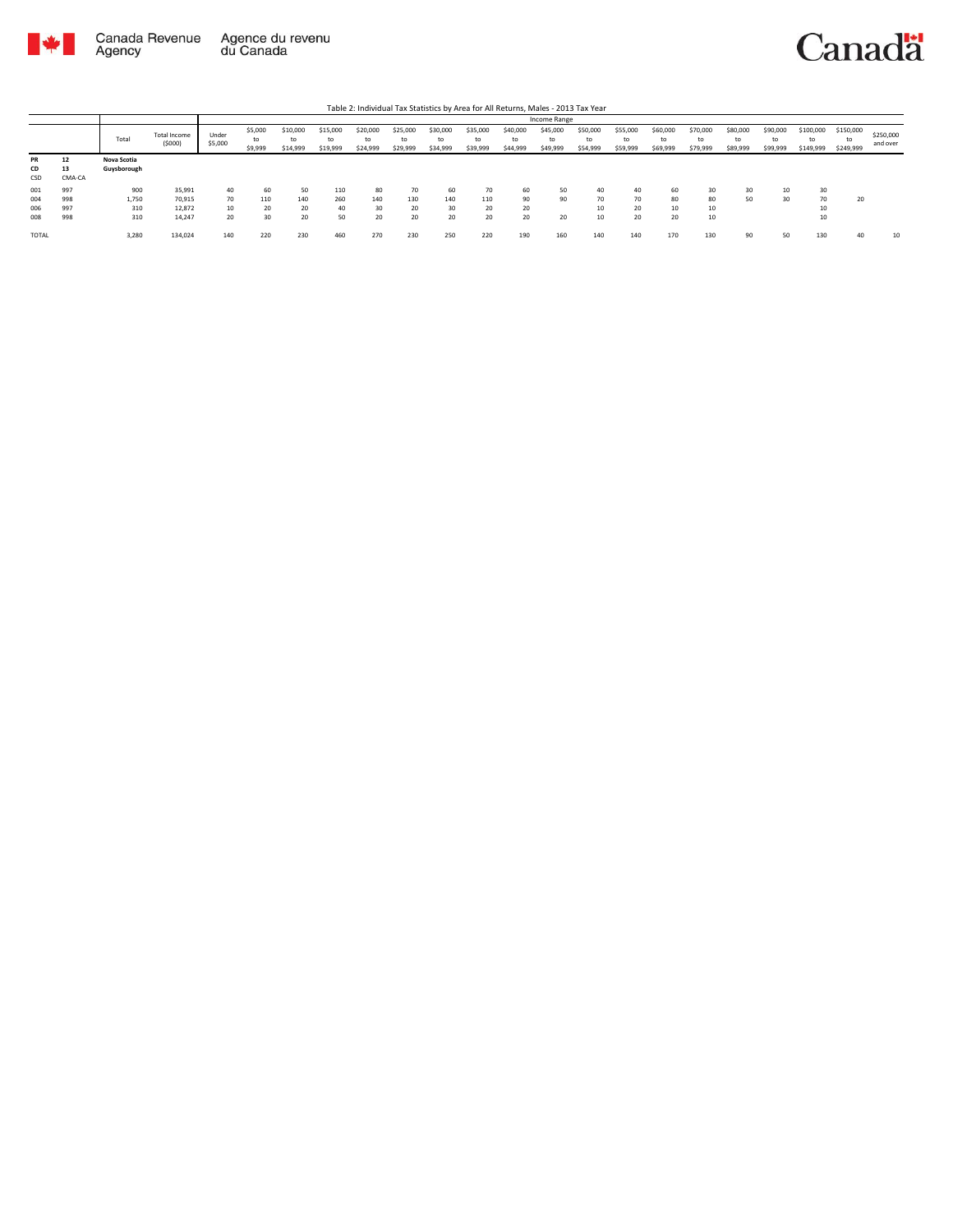Table 2: Individual Tax Statistics by Area for All Returns, Males - 2013 Tax Year

| | | Total | Total Income ($000) | Income Range | | | | | | | | | | | | | | | | | | |
|---|---|---|---|---|---|---|---|---|---|---|---|---|---|---|---|---|---|---|---|---|---|---|
| | | | | Under $5,000 | $5,000 to $9,999 | $10,000 to $14,999 | $15,000 to $19,999 | $20,000 to $24,999 | $25,000 to $29,999 | $30,000 to $34,999 | $35,000 to $39,999 | $40,000 to $44,999 | $45,000 to $49,999 | $50,000 to $54,999 | $55,000 to $59,999 | $60,000 to $69,999 | $70,000 to $79,999 | $80,000 to $89,999 | $90,000 to $99,999 | $100,000 to $149,999 | $150,000 to $249,999 | $250,000 and over |
| **PR** | **12** | **Nova Scotia** | | | | | | | | | | | | | | | | | | | | |
| **CD** | **13** | **Guysborough** | | | | | | | | | | | | | | | | | | | | |
| CSD | CMA-CA | | | | | | | | | | | | | | | | | | | | | |
| 001 | 997 | 900 | 35,991 | 40 | 60 | 50 | 110 | 80 | 70 | 60 | 70 | 60 | 50 | 40 | 40 | 60 | 30 | 30 | 10 | 30 | | |
| 004 | 998 | 1,750 | 70,915 | 70 | 110 | 140 | 260 | 140 | 130 | 140 | 110 | 90 | 90 | 70 | 70 | 80 | 80 | 50 | 30 | 70 | 20 | |
| 006 | 997 | 310 | 12,872 | 10 | 20 | 20 | 40 | 30 | 20 | 30 | 20 | 20 | | 10 | 20 | 10 | 10 | | | 10 | | |
| 008 | 998 | 310 | 14,247 | 20 | 30 | 20 | 50 | 20 | 20 | 20 | 20 | 20 | 20 | 10 | 20 | 20 | 10 | | | 10 | | |
| TOTAL | | 3,280 | 134,024 | 140 | 220 | 230 | 460 | 270 | 230 | 250 | 220 | 190 | 160 | 140 | 140 | 170 | 130 | 90 | 50 | 130 | 40 | 10 |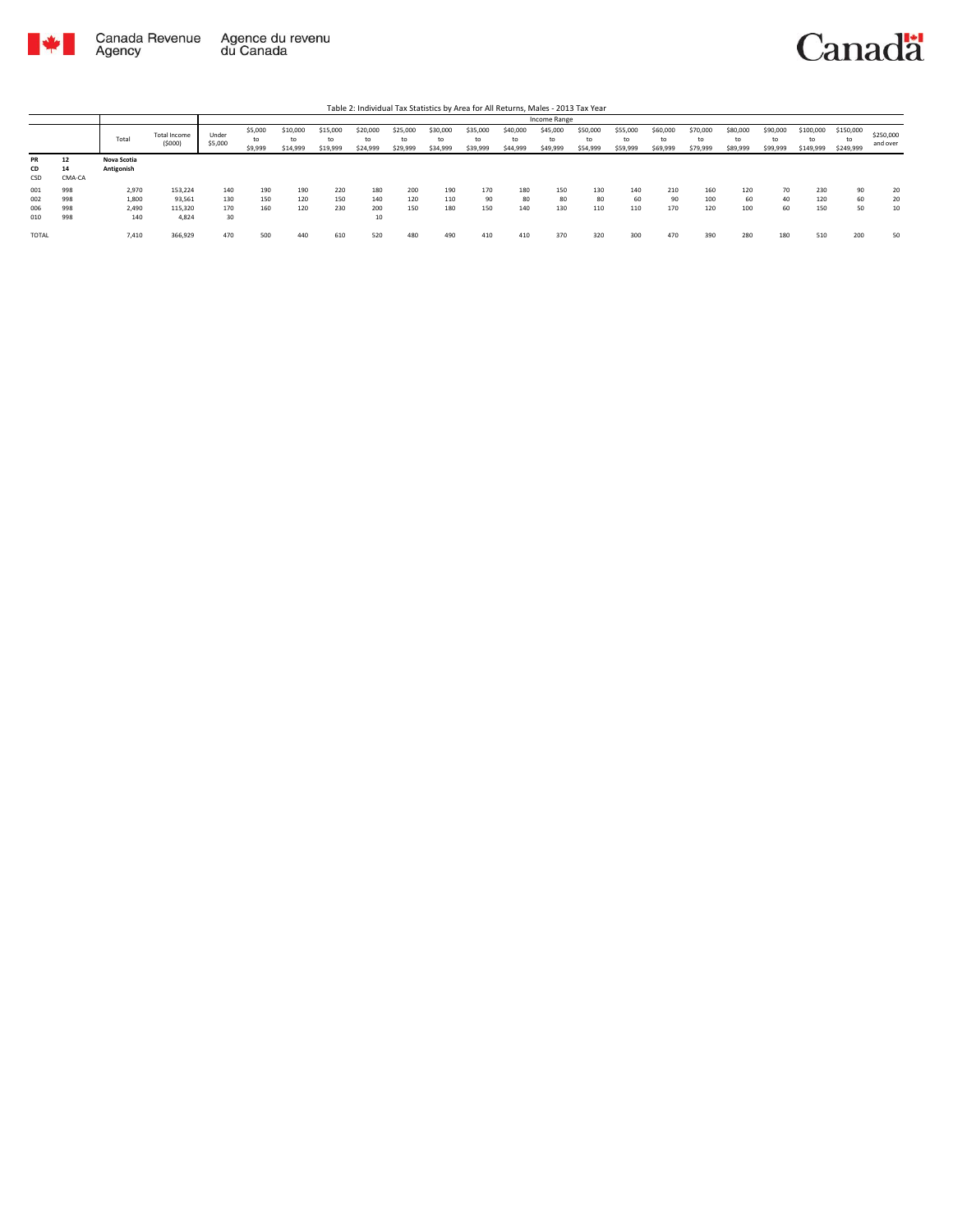Canada Revenue Agency / Agence du revenu du Canada

Canada

Table 2: Individual Tax Statistics by Area for All Returns, Males - 2013 Tax Year

| | | Total | Total Income ($000) | Income Range | | | | | | | | | | | | | | | | | | | |
|---|---|---|---|---|---|---|---|---|---|---|---|---|---|---|---|---|---|---|---|---|---|---|---|
| | | | | Under $5,000 | $5,000 to $9,999 | $10,000 to $14,999 | $15,000 to $19,999 | $20,000 to $24,999 | $25,000 to $29,999 | $30,000 to $34,999 | $35,000 to $39,999 | $40,000 to $44,999 | $45,000 to $49,999 | $50,000 to $54,999 | $55,000 to $59,999 | $60,000 to $69,999 | $70,000 to $79,999 | $80,000 to $89,999 | $90,000 to $99,999 | $100,000 to $149,999 | $150,000 to $249,999 | $250,000 and over |
| **PR** | **12** | **Nova Scotia** | | | | | | | | | | | | | | | | | | | | |
| **CD** | **14** | **Antigonish** | | | | | | | | | | | | | | | | | | | | |
| CSD | CMA-CA | | | | | | | | | | | | | | | | | | | | | |
| 001 | 998 | 2,970 | 153,224 | 140 | 190 | 190 | 220 | 180 | 200 | 190 | 170 | 180 | 150 | 130 | 140 | 210 | 160 | 120 | 70 | 230 | 90 | 20 |
| 002 | 998 | 1,800 | 93,561 | 130 | 150 | 120 | 150 | 140 | 120 | 110 | 90 | 80 | 80 | 80 | 60 | 90 | 100 | 60 | 40 | 120 | 60 | 20 |
| 006 | 998 | 2,490 | 115,320 | 170 | 160 | 120 | 230 | 200 | 150 | 180 | 150 | 140 | 130 | 110 | 110 | 170 | 120 | 100 | 60 | 150 | 50 | 10 |
| 010 | 998 | 140 | 4,824 | 30 | | | | 10 | | | | | | | | | | | | | | |
| TOTAL | | 7,410 | 366,929 | 470 | 500 | 440 | 610 | 520 | 480 | 490 | 410 | 410 | 370 | 320 | 300 | 470 | 390 | 280 | 180 | 510 | 200 | 50 |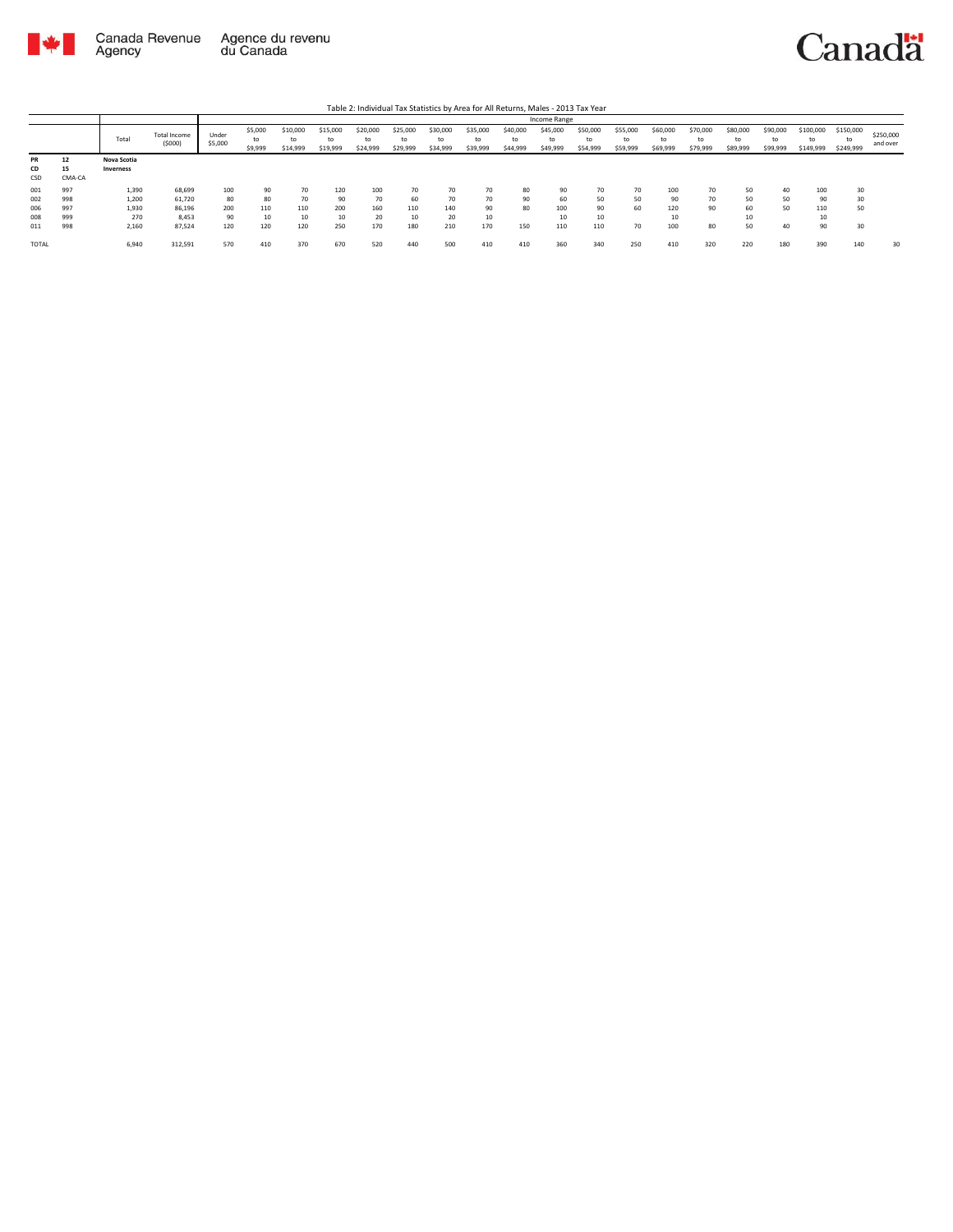Table 2: Individual Tax Statistics by Area for All Returns, Males - 2013 Tax Year

| PR<br>CD<br>CSD | 12<br>15<br>CMA-CA | Total | Total Income ($000) | Under $5,000 | $5,000 to $9,999 | $10,000 to $14,999 | $15,000 to $19,999 | $20,000 to $24,999 | $25,000 to $29,999 | $30,000 to $34,999 | $35,000 to $39,999 | $40,000 to $44,999 | $45,000 to $49,999 | $50,000 to $54,999 | $55,000 to $59,999 | $60,000 to $69,999 | $70,000 to $79,999 | $80,000 to $89,999 | $90,000 to $99,999 | $100,000 to $149,999 | $150,000 to $249,999 | $250,000 and over |
|---|---|---|---|---|---|---|---|---|---|---|---|---|---|---|---|---|---|---|---|---|---|---|
| | | **Nova Scotia** | | | | | | | | | | Income Range | | | | | | | | | | |
| | | **Inverness** | | | | | | | | | | | | | | | | | | | | |
| 001 | 997 | 1,390 | 68,699 | 100 | 90 | 70 | 120 | 100 | 70 | 70 | 70 | 80 | 90 | 70 | 70 | 100 | 70 | 50 | 40 | 100 | 30 | |
| 002 | 998 | 1,200 | 61,720 | 80 | 80 | 70 | 90 | 70 | 60 | 70 | 70 | 90 | 60 | 50 | 50 | 90 | 70 | 50 | 50 | 90 | 30 | |
| 006 | 997 | 1,930 | 86,196 | 200 | 110 | 110 | 200 | 160 | 110 | 140 | 90 | 80 | 100 | 90 | 60 | 120 | 90 | 60 | 50 | 110 | 50 | |
| 008 | 999 | 270 | 8,453 | 90 | 10 | 10 | 10 | 20 | 10 | 20 | 10 | | 10 | 10 | | 10 | | 10 | | 10 | | |
| 011 | 998 | 2,160 | 87,524 | 120 | 120 | 120 | 250 | 170 | 180 | 210 | 170 | 150 | 110 | 110 | 70 | 100 | 80 | 50 | 40 | 90 | 30 | |
| TOTAL | | 6,940 | 312,591 | 570 | 410 | 370 | 670 | 520 | 440 | 500 | 410 | 410 | 360 | 340 | 250 | 410 | 320 | 220 | 180 | 390 | 140 | 30 |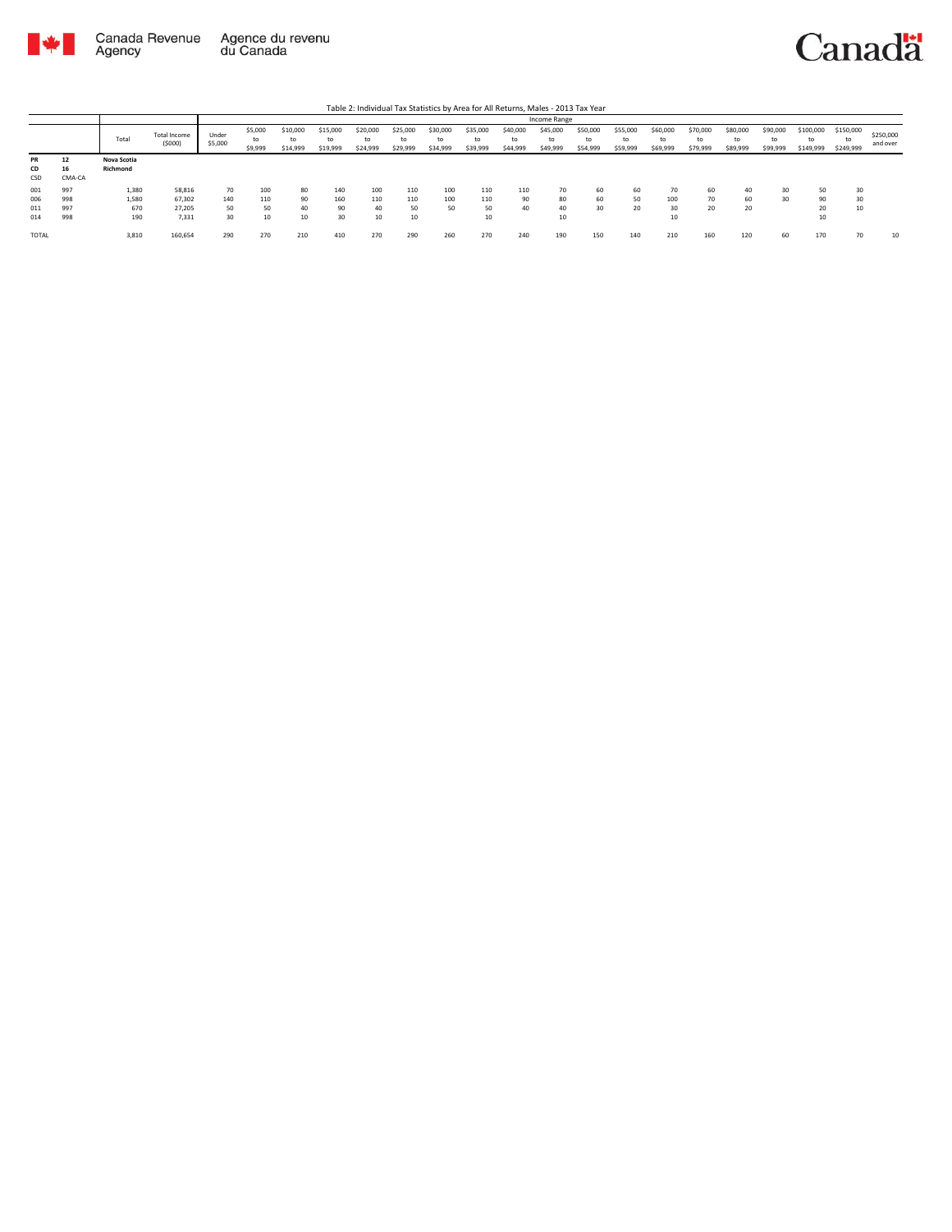Table 2: Individual Tax Statistics by Area for All Returns, Males - 2013 Tax Year

| | | Total | Total Income ($000) | Income Range | | | | | | | | | | | | | | | | | | |
|---|---|---|---|---|---|---|---|---|---|---|---|---|---|---|---|---|---|---|---|---|---|---|
| | | | | Under $5,000 | $5,000 to $9,999 | $10,000 to $14,999 | $15,000 to $19,999 | $20,000 to $24,999 | $25,000 to $29,999 | $30,000 to $34,999 | $35,000 to $39,999 | $40,000 to $44,999 | $45,000 to $49,999 | $50,000 to $54,999 | $55,000 to $59,999 | $60,000 to $69,999 | $70,000 to $79,999 | $80,000 to $89,999 | $90,000 to $99,999 | $100,000 to $149,999 | $150,000 to $249,999 | $250,000 and over |
| **PR** | **12** | **Nova Scotia** | | | | | | | | | | | | | | | | | | | | |
| **CD** | **16** | **Richmond** | | | | | | | | | | | | | | | | | | | | |
| CSD | CMA-CA | | | | | | | | | | | | | | | | | | | | | |
| 001 | 997 | 1,380 | 58,816 | 70 | 100 | 80 | 140 | 100 | 110 | 100 | 110 | 110 | 70 | 60 | 60 | 70 | 60 | 40 | 30 | 50 | 30 | |
| 006 | 998 | 1,580 | 67,302 | 140 | 110 | 90 | 160 | 110 | 110 | 100 | 110 | 90 | 80 | 60 | 50 | 100 | 70 | 60 | 30 | 90 | 30 | |
| 011 | 997 | 670 | 27,205 | 50 | 50 | 40 | 90 | 40 | 50 | 50 | 50 | 40 | 40 | 30 | 20 | 30 | 20 | 20 | | 20 | 10 | |
| 014 | 998 | 190 | 7,331 | 30 | 10 | 10 | 30 | 10 | 10 | | 10 | | 10 | | | 10 | | | | 10 | | |
| TOTAL | | 3,810 | 160,654 | 290 | 270 | 210 | 410 | 270 | 290 | 260 | 270 | 240 | 190 | 150 | 140 | 210 | 160 | 120 | 60 | 170 | 70 | 10 |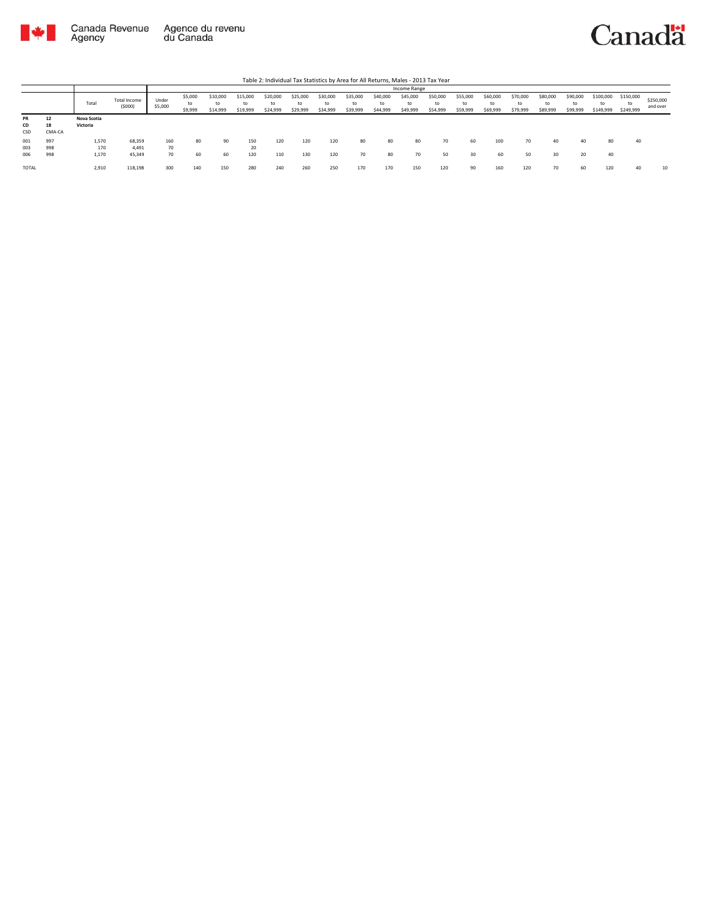Table 2: Individual Tax Statistics by Area for All Returns, Males - 2013 Tax Year

| | | Total | Total Income ($000) | Income Range | | | | | | | | | | | | | | | | | | |
|---|---|---|---|---|---|---|---|---|---|---|---|---|---|---|---|---|---|---|---|---|---|---|
| | | | | Under $5,000 | $5,000 to $9,999 | $10,000 to $14,999 | $15,000 to $19,999 | $20,000 to $24,999 | $25,000 to $29,999 | $30,000 to $34,999 | $35,000 to $39,999 | $40,000 to $44,999 | $45,000 to $49,999 | $50,000 to $54,999 | $55,000 to $59,999 | $60,000 to $69,999 | $70,000 to $79,999 | $80,000 to $89,999 | $90,000 to $99,999 | $100,000 to $149,999 | $150,000 to $249,999 | $250,000 and over |
| **PR** | **12** | **Nova Scotia** | | | | | | | | | | | | | | | | | | | | |
| **CD** | **18** | **Victoria** | | | | | | | | | | | | | | | | | | | | |
| CSD | CMA-CA | | | | | | | | | | | | | | | | | | | | | |
| 001 | 997 | 1,570 | 68,359 | 160 | 80 | 90 | 150 | 120 | 120 | 120 | 80 | 80 | 80 | 70 | 60 | 100 | 70 | 40 | 40 | 80 | 40 | |
| 003 | 998 | 170 | 4,491 | 70 | | | 20 | | | | | | | | | | | | | | | |
| 006 | 998 | 1,170 | 45,349 | 70 | 60 | 60 | 120 | 110 | 130 | 120 | 70 | 80 | 70 | 50 | 30 | 60 | 50 | 30 | 20 | 40 | | |
| TOTAL | | 2,910 | 118,198 | 300 | 140 | 150 | 280 | 240 | 260 | 250 | 170 | 170 | 150 | 120 | 90 | 160 | 120 | 70 | 60 | 120 | 40 | 10 |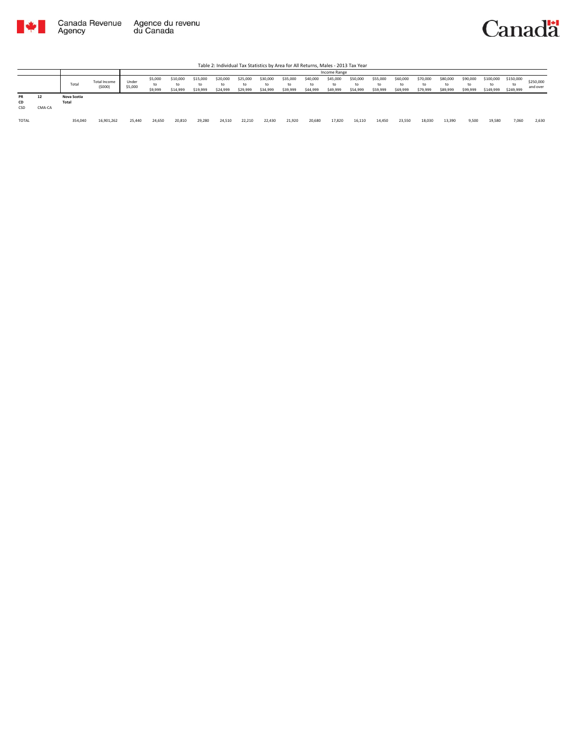Canada Revenue Agency | Agence du revenu du Canada

Canada

Table 2: Individual Tax Statistics by Area for All Returns, Males - 2013 Tax Year

| | | Total | Total Income ($000) | Income Range | | | | | | | | | | | | | | | | | | | |
|---|---|---|---|---|---|---|---|---|---|---|---|---|---|---|---|---|---|---|---|---|---|---|---|
| | | | | Under $5,000 | $5,000 to $9,999 | $10,000 to $14,999 | $15,000 to $19,999 | $20,000 to $24,999 | $25,000 to $29,999 | $30,000 to $34,999 | $35,000 to $39,999 | $40,000 to $44,999 | $45,000 to $49,999 | $50,000 to $54,999 | $55,000 to $59,999 | $60,000 to $69,999 | $70,000 to $79,999 | $80,000 to $89,999 | $90,000 to $99,999 | $100,000 to $149,999 | $150,000 to $249,999 | $250,000 and over |
| **PR** | **12** | **Nova Scotia** | | | | | | | | | | | | | | | | | | | | | |
| **CD** | | **Total** | | | | | | | | | | | | | | | | | | | | | |
| CSD | CMA-CA | | | | | | | | | | | | | | | | | | | | | | |
| TOTAL | | 354,040 | 16,901,262 | 25,440 | 24,650 | 20,810 | 29,280 | 24,510 | 22,210 | 22,430 | 21,920 | 20,680 | 17,820 | 16,110 | 14,450 | 23,550 | 18,030 | 13,390 | 9,500 | 19,580 | 7,060 | 2,630 |